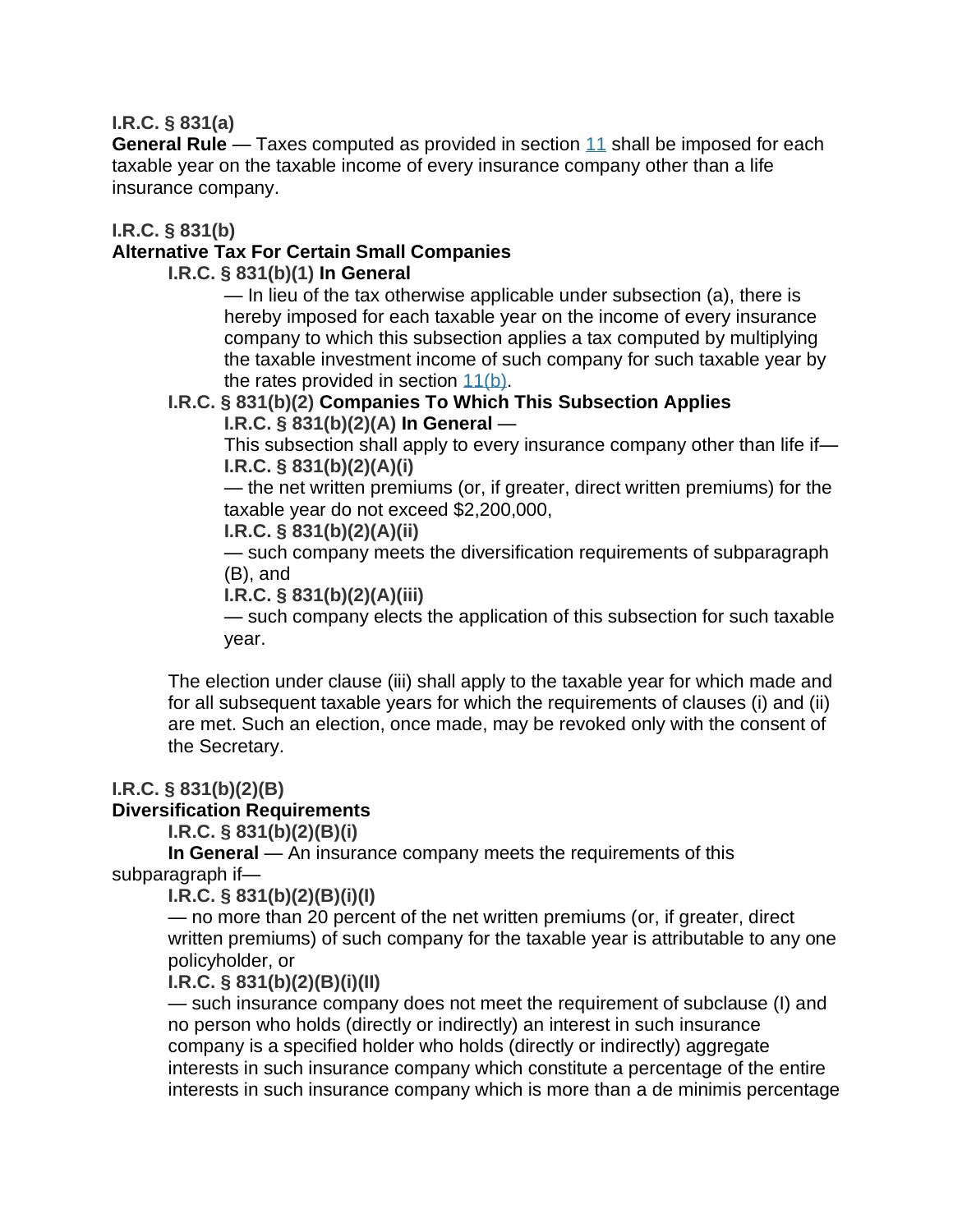**I.R.C. § 831(a)**
**General Rule** — Taxes computed as provided in section 11 shall be imposed for each taxable year on the taxable income of every insurance company other than a life insurance company.

**I.R.C. § 831(b)**
**Alternative Tax For Certain Small Companies**

**I.R.C. § 831(b)(1) In General**

— In lieu of the tax otherwise applicable under subsection (a), there is hereby imposed for each taxable year on the income of every insurance company to which this subsection applies a tax computed by multiplying the taxable investment income of such company for such taxable year by the rates provided in section 11(b).

**I.R.C. § 831(b)(2) Companies To Which This Subsection Applies**

**I.R.C. § 831(b)(2)(A) In General** —

This subsection shall apply to every insurance company other than life if—

**I.R.C. § 831(b)(2)(A)(i)**

— the net written premiums (or, if greater, direct written premiums) for the taxable year do not exceed $2,200,000,

**I.R.C. § 831(b)(2)(A)(ii)**

— such company meets the diversification requirements of subparagraph (B), and

**I.R.C. § 831(b)(2)(A)(iii)**

— such company elects the application of this subsection for such taxable year.

The election under clause (iii) shall apply to the taxable year for which made and for all subsequent taxable years for which the requirements of clauses (i) and (ii) are met. Such an election, once made, may be revoked only with the consent of the Secretary.

**I.R.C. § 831(b)(2)(B)**
**Diversification Requirements**

**I.R.C. § 831(b)(2)(B)(i)**

**In General** — An insurance company meets the requirements of this subparagraph if—

**I.R.C. § 831(b)(2)(B)(i)(I)**

— no more than 20 percent of the net written premiums (or, if greater, direct written premiums) of such company for the taxable year is attributable to any one policyholder, or

**I.R.C. § 831(b)(2)(B)(i)(II)**

— such insurance company does not meet the requirement of subclause (I) and no person who holds (directly or indirectly) an interest in such insurance company is a specified holder who holds (directly or indirectly) aggregate interests in such insurance company which constitute a percentage of the entire interests in such insurance company which is more than a de minimis percentage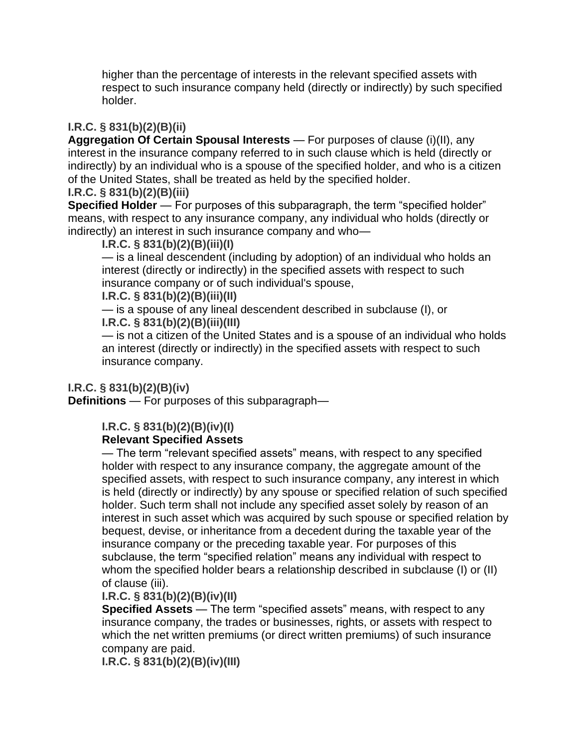higher than the percentage of interests in the relevant specified assets with respect to such insurance company held (directly or indirectly) by such specified holder.

**I.R.C. § 831(b)(2)(B)(ii)**

**Aggregation Of Certain Spousal Interests** — For purposes of clause (i)(II), any interest in the insurance company referred to in such clause which is held (directly or indirectly) by an individual who is a spouse of the specified holder, and who is a citizen of the United States, shall be treated as held by the specified holder.

**I.R.C. § 831(b)(2)(B)(iii)**

**Specified Holder** — For purposes of this subparagraph, the term "specified holder" means, with respect to any insurance company, any individual who holds (directly or indirectly) an interest in such insurance company and who—

**I.R.C. § 831(b)(2)(B)(iii)(I)**

— is a lineal descendent (including by adoption) of an individual who holds an interest (directly or indirectly) in the specified assets with respect to such insurance company or of such individual's spouse,

**I.R.C. § 831(b)(2)(B)(iii)(II)**

— is a spouse of any lineal descendent described in subclause (I), or

**I.R.C. § 831(b)(2)(B)(iii)(III)**

— is not a citizen of the United States and is a spouse of an individual who holds an interest (directly or indirectly) in the specified assets with respect to such insurance company.

**I.R.C. § 831(b)(2)(B)(iv)**

**Definitions** — For purposes of this subparagraph—

**I.R.C. § 831(b)(2)(B)(iv)(I)**

**Relevant Specified Assets**

— The term "relevant specified assets" means, with respect to any specified holder with respect to any insurance company, the aggregate amount of the specified assets, with respect to such insurance company, any interest in which is held (directly or indirectly) by any spouse or specified relation of such specified holder. Such term shall not include any specified asset solely by reason of an interest in such asset which was acquired by such spouse or specified relation by bequest, devise, or inheritance from a decedent during the taxable year of the insurance company or the preceding taxable year. For purposes of this subclause, the term "specified relation" means any individual with respect to whom the specified holder bears a relationship described in subclause (I) or (II) of clause (iii).

**I.R.C. § 831(b)(2)(B)(iv)(II)**

**Specified Assets** — The term "specified assets" means, with respect to any insurance company, the trades or businesses, rights, or assets with respect to which the net written premiums (or direct written premiums) of such insurance company are paid.

**I.R.C. § 831(b)(2)(B)(iv)(III)**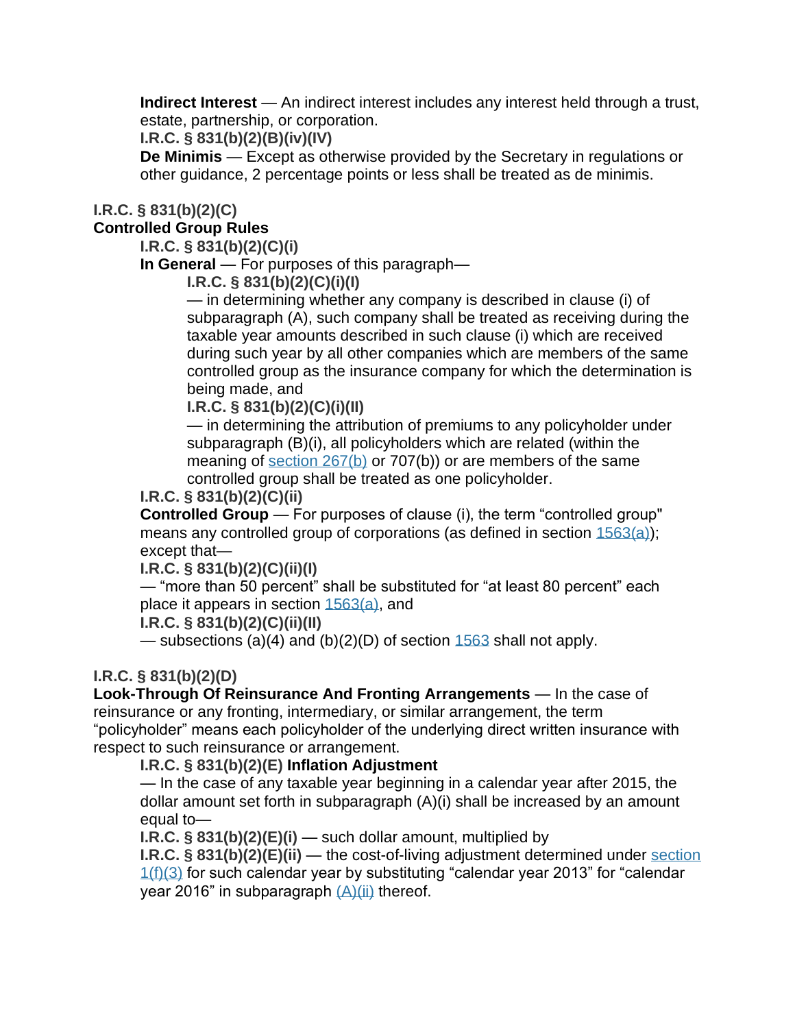**Indirect Interest** — An indirect interest includes any interest held through a trust, estate, partnership, or corporation.

**I.R.C. § 831(b)(2)(B)(iv)(IV)**

**De Minimis** — Except as otherwise provided by the Secretary in regulations or other guidance, 2 percentage points or less shall be treated as de minimis.

**I.R.C. § 831(b)(2)(C)**

**Controlled Group Rules**

**I.R.C. § 831(b)(2)(C)(i)**

**In General** — For purposes of this paragraph—

**I.R.C. § 831(b)(2)(C)(i)(I)**

— in determining whether any company is described in clause (i) of subparagraph (A), such company shall be treated as receiving during the taxable year amounts described in such clause (i) which are received during such year by all other companies which are members of the same controlled group as the insurance company for which the determination is being made, and

**I.R.C. § 831(b)(2)(C)(i)(II)**

— in determining the attribution of premiums to any policyholder under subparagraph (B)(i), all policyholders which are related (within the meaning of section 267(b) or 707(b)) or are members of the same controlled group shall be treated as one policyholder.

**I.R.C. § 831(b)(2)(C)(ii)**

**Controlled Group** — For purposes of clause (i), the term "controlled group" means any controlled group of corporations (as defined in section 1563(a)); except that—

**I.R.C. § 831(b)(2)(C)(ii)(I)**

— "more than 50 percent" shall be substituted for "at least 80 percent" each place it appears in section 1563(a), and

**I.R.C. § 831(b)(2)(C)(ii)(II)**

— subsections (a)(4) and (b)(2)(D) of section 1563 shall not apply.

**I.R.C. § 831(b)(2)(D)**

**Look-Through Of Reinsurance And Fronting Arrangements** — In the case of reinsurance or any fronting, intermediary, or similar arrangement, the term "policyholder" means each policyholder of the underlying direct written insurance with respect to such reinsurance or arrangement.

**I.R.C. § 831(b)(2)(E) Inflation Adjustment**

— In the case of any taxable year beginning in a calendar year after 2015, the dollar amount set forth in subparagraph (A)(i) shall be increased by an amount equal to—

**I.R.C. § 831(b)(2)(E)(i)** — such dollar amount, multiplied by

**I.R.C. § 831(b)(2)(E)(ii)** — the cost-of-living adjustment determined under section 1(f)(3) for such calendar year by substituting "calendar year 2013" for "calendar year 2016" in subparagraph (A)(ii) thereof.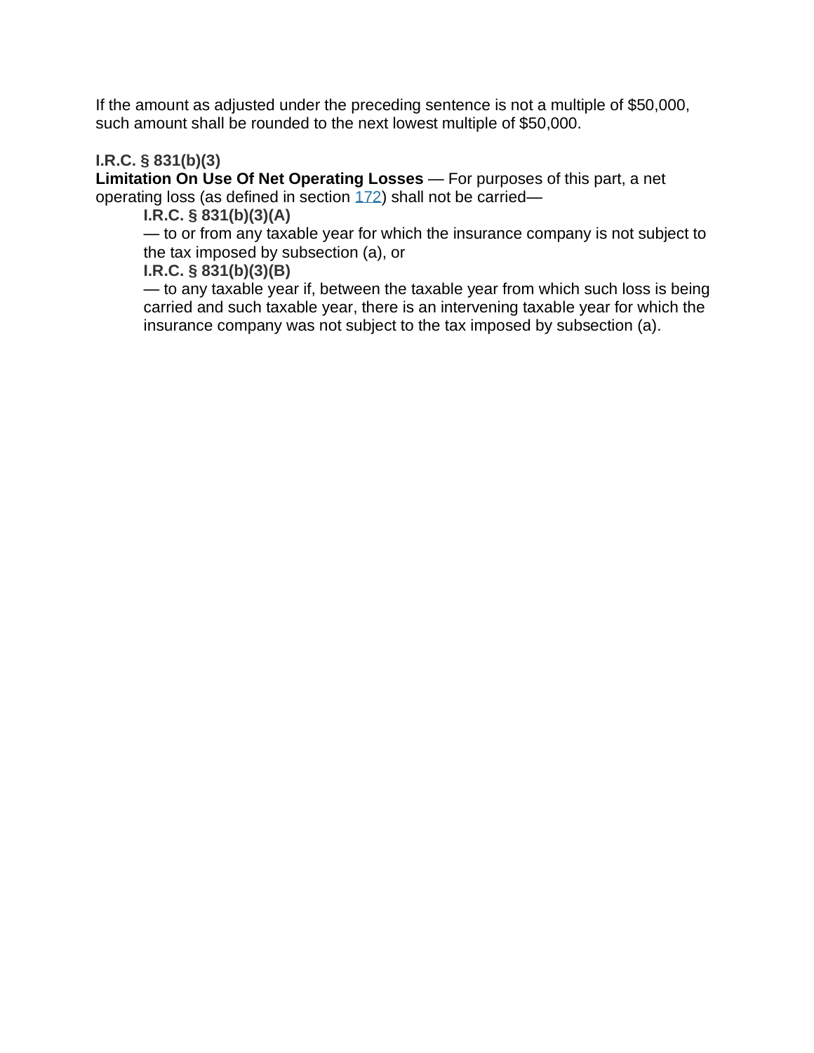If the amount as adjusted under the preceding sentence is not a multiple of $50,000, such amount shall be rounded to the next lowest multiple of $50,000.

**I.R.C. § 831(b)(3)**

**Limitation On Use Of Net Operating Losses** — For purposes of this part, a net operating loss (as defined in section 172) shall not be carried—

> **I.R.C. § 831(b)(3)(A)**
>
> — to or from any taxable year for which the insurance company is not subject to the tax imposed by subsection (a), or
>
> **I.R.C. § 831(b)(3)(B)**
>
> — to any taxable year if, between the taxable year from which such loss is being carried and such taxable year, there is an intervening taxable year for which the insurance company was not subject to the tax imposed by subsection (a).